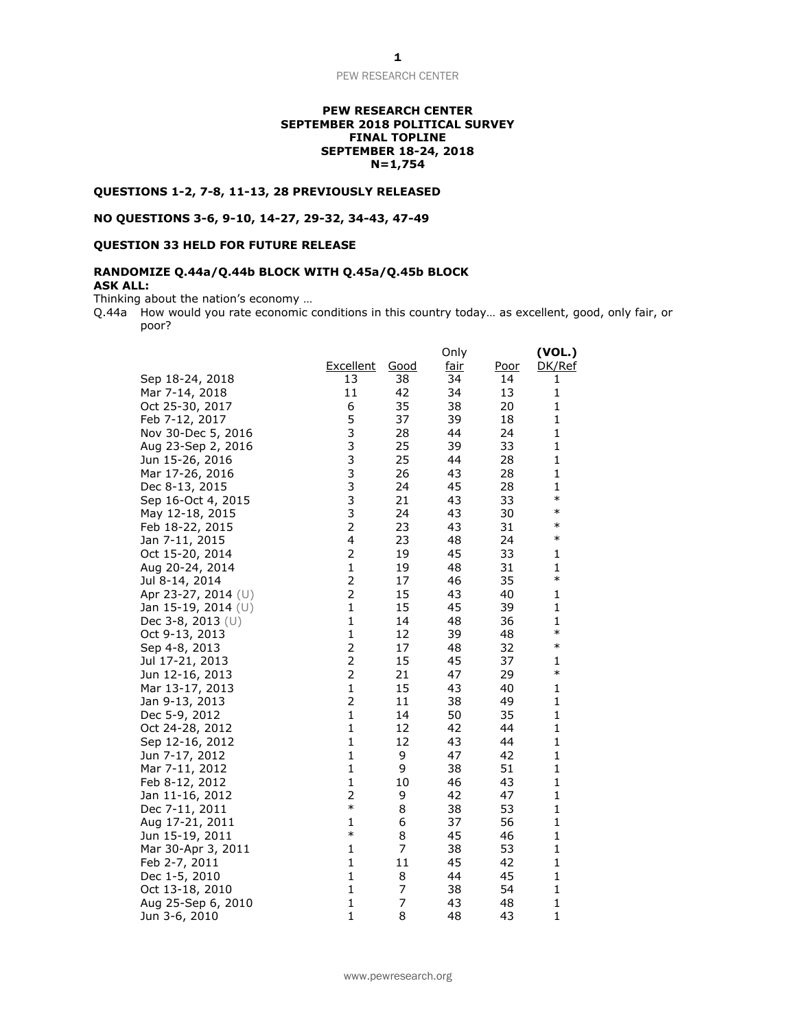**PEW RESEARCH CENTER**
**SEPTEMBER 2018 POLITICAL SURVEY**
**FINAL TOPLINE**
**SEPTEMBER 18-24, 2018**
**N=1,754**

**QUESTIONS 1-2, 7-8, 11-13, 28 PREVIOUSLY RELEASED**

**NO QUESTIONS 3-6, 9-10, 14-27, 29-32, 34-43, 47-49**

**QUESTION 33 HELD FOR FUTURE RELEASE**

**RANDOMIZE Q.44a/Q.44b BLOCK WITH Q.45a/Q.45b BLOCK**
**ASK ALL:**
Thinking about the nation's economy …

Q.44a How would you rate economic conditions in this country today… as excellent, good, only fair, or poor?

| | Excellent | Good | Only fair | Poor | (VOL.) DK/Ref |
|---|---|---|---|---|---|
| Sep 18-24, 2018 | 13 | 38 | 34 | 14 | 1 |
| Mar 7-14, 2018 | 11 | 42 | 34 | 13 | 1 |
| Oct 25-30, 2017 | 6 | 35 | 38 | 20 | 1 |
| Feb 7-12, 2017 | 5 | 37 | 39 | 18 | 1 |
| Nov 30-Dec 5, 2016 | 3 | 28 | 44 | 24 | 1 |
| Aug 23-Sep 2, 2016 | 3 | 25 | 39 | 33 | 1 |
| Jun 15-26, 2016 | 3 | 25 | 44 | 28 | 1 |
| Mar 17-26, 2016 | 3 | 26 | 43 | 28 | 1 |
| Dec 8-13, 2015 | 3 | 24 | 45 | 28 | 1 |
| Sep 16-Oct 4, 2015 | 3 | 21 | 43 | 33 | * |
| May 12-18, 2015 | 3 | 24 | 43 | 30 | * |
| Feb 18-22, 2015 | 2 | 23 | 43 | 31 | * |
| Jan 7-11, 2015 | 4 | 23 | 48 | 24 | * |
| Oct 15-20, 2014 | 2 | 19 | 45 | 33 | 1 |
| Aug 20-24, 2014 | 1 | 19 | 48 | 31 | 1 |
| Jul 8-14, 2014 | 2 | 17 | 46 | 35 | * |
| Apr 23-27, 2014 (U) | 2 | 15 | 43 | 40 | 1 |
| Jan 15-19, 2014 (U) | 1 | 15 | 45 | 39 | 1 |
| Dec 3-8, 2013 (U) | 1 | 14 | 48 | 36 | 1 |
| Oct 9-13, 2013 | 1 | 12 | 39 | 48 | * |
| Sep 4-8, 2013 | 2 | 17 | 48 | 32 | * |
| Jul 17-21, 2013 | 2 | 15 | 45 | 37 | 1 |
| Jun 12-16, 2013 | 2 | 21 | 47 | 29 | * |
| Mar 13-17, 2013 | 1 | 15 | 43 | 40 | 1 |
| Jan 9-13, 2013 | 2 | 11 | 38 | 49 | 1 |
| Dec 5-9, 2012 | 1 | 14 | 50 | 35 | 1 |
| Oct 24-28, 2012 | 1 | 12 | 42 | 44 | 1 |
| Sep 12-16, 2012 | 1 | 12 | 43 | 44 | 1 |
| Jun 7-17, 2012 | 1 | 9 | 47 | 42 | 1 |
| Mar 7-11, 2012 | 1 | 9 | 38 | 51 | 1 |
| Feb 8-12, 2012 | 1 | 10 | 46 | 43 | 1 |
| Jan 11-16, 2012 | 2 | 9 | 42 | 47 | 1 |
| Dec 7-11, 2011 | * | 8 | 38 | 53 | 1 |
| Aug 17-21, 2011 | 1 | 6 | 37 | 56 | 1 |
| Jun 15-19, 2011 | * | 8 | 45 | 46 | 1 |
| Mar 30-Apr 3, 2011 | 1 | 7 | 38 | 53 | 1 |
| Feb 2-7, 2011 | 1 | 11 | 45 | 42 | 1 |
| Dec 1-5, 2010 | 1 | 8 | 44 | 45 | 1 |
| Oct 13-18, 2010 | 1 | 7 | 38 | 54 | 1 |
| Aug 25-Sep 6, 2010 | 1 | 7 | 43 | 48 | 1 |
| Jun 3-6, 2010 | 1 | 8 | 48 | 43 | 1 |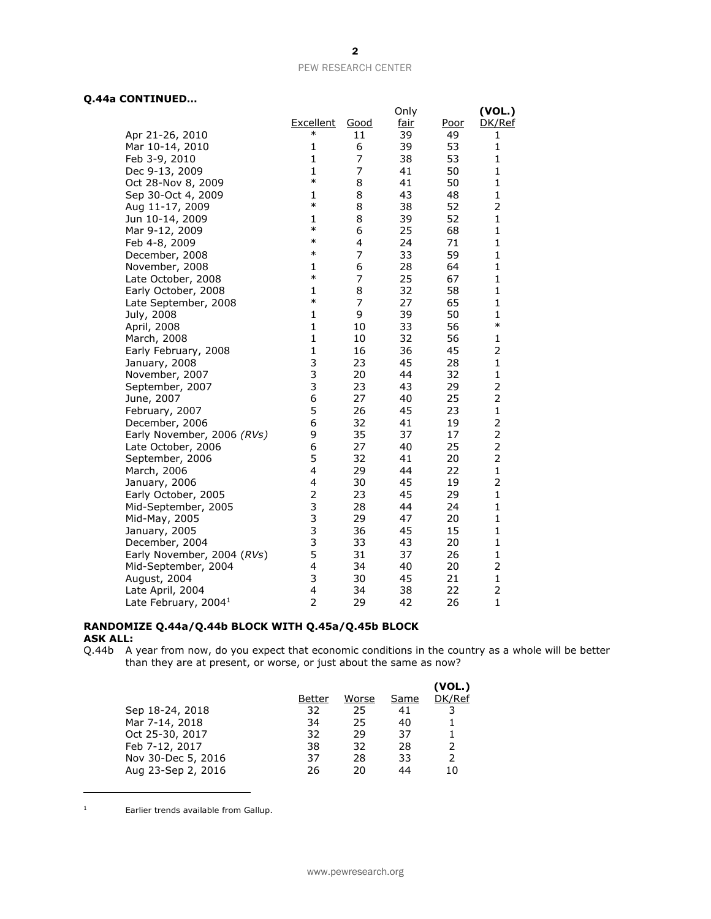**Q.44a CONTINUED…**

| | Excellent | Good | Only fair | Poor | (VOL.) DK/Ref |
|---|---|---|---|---|---|
| Apr 21-26, 2010 | * | 11 | 39 | 49 | 1 |
| Mar 10-14, 2010 | 1 | 6 | 39 | 53 | 1 |
| Feb 3-9, 2010 | 1 | 7 | 38 | 53 | 1 |
| Dec 9-13, 2009 | 1 | 7 | 41 | 50 | 1 |
| Oct 28-Nov 8, 2009 | * | 8 | 41 | 50 | 1 |
| Sep 30-Oct 4, 2009 | 1 | 8 | 43 | 48 | 1 |
| Aug 11-17, 2009 | * | 8 | 38 | 52 | 2 |
| Jun 10-14, 2009 | 1 | 8 | 39 | 52 | 1 |
| Mar 9-12, 2009 | * | 6 | 25 | 68 | 1 |
| Feb 4-8, 2009 | * | 4 | 24 | 71 | 1 |
| December, 2008 | * | 7 | 33 | 59 | 1 |
| November, 2008 | 1 | 6 | 28 | 64 | 1 |
| Late October, 2008 | * | 7 | 25 | 67 | 1 |
| Early October, 2008 | 1 | 8 | 32 | 58 | 1 |
| Late September, 2008 | * | 7 | 27 | 65 | 1 |
| July, 2008 | 1 | 9 | 39 | 50 | 1 |
| April, 2008 | 1 | 10 | 33 | 56 | * |
| March, 2008 | 1 | 10 | 32 | 56 | 1 |
| Early February, 2008 | 1 | 16 | 36 | 45 | 2 |
| January, 2008 | 3 | 23 | 45 | 28 | 1 |
| November, 2007 | 3 | 20 | 44 | 32 | 1 |
| September, 2007 | 3 | 23 | 43 | 29 | 2 |
| June, 2007 | 6 | 27 | 40 | 25 | 2 |
| February, 2007 | 5 | 26 | 45 | 23 | 1 |
| December, 2006 | 6 | 32 | 41 | 19 | 2 |
| Early November, 2006 *(RVs)* | 9 | 35 | 37 | 17 | 2 |
| Late October, 2006 | 6 | 27 | 40 | 25 | 2 |
| September, 2006 | 5 | 32 | 41 | 20 | 2 |
| March, 2006 | 4 | 29 | 44 | 22 | 1 |
| January, 2006 | 4 | 30 | 45 | 19 | 2 |
| Early October, 2005 | 2 | 23 | 45 | 29 | 1 |
| Mid-September, 2005 | 3 | 28 | 44 | 24 | 1 |
| Mid-May, 2005 | 3 | 29 | 47 | 20 | 1 |
| January, 2005 | 3 | 36 | 45 | 15 | 1 |
| December, 2004 | 3 | 33 | 43 | 20 | 1 |
| Early November, 2004 (*RVs*) | 5 | 31 | 37 | 26 | 1 |
| Mid-September, 2004 | 4 | 34 | 40 | 20 | 2 |
| August, 2004 | 3 | 30 | 45 | 21 | 1 |
| Late April, 2004 | 4 | 34 | 38 | 22 | 2 |
| Late February, 2004[1] | 2 | 29 | 42 | 26 | 1 |

**RANDOMIZE Q.44a/Q.44b BLOCK WITH Q.45a/Q.45b BLOCK**
**ASK ALL:**
Q.44b A year from now, do you expect that economic conditions in the country as a whole will be better than they are at present, or worse, or just about the same as now?

| | Better | Worse | Same | (VOL.) DK/Ref |
|---|---|---|---|---|
| Sep 18-24, 2018 | 32 | 25 | 41 | 3 |
| Mar 7-14, 2018 | 34 | 25 | 40 | 1 |
| Oct 25-30, 2017 | 32 | 29 | 37 | 1 |
| Feb 7-12, 2017 | 38 | 32 | 28 | 2 |
| Nov 30-Dec 5, 2016 | 37 | 28 | 33 | 2 |
| Aug 23-Sep 2, 2016 | 26 | 20 | 44 | 10 |

[1] Earlier trends available from Gallup.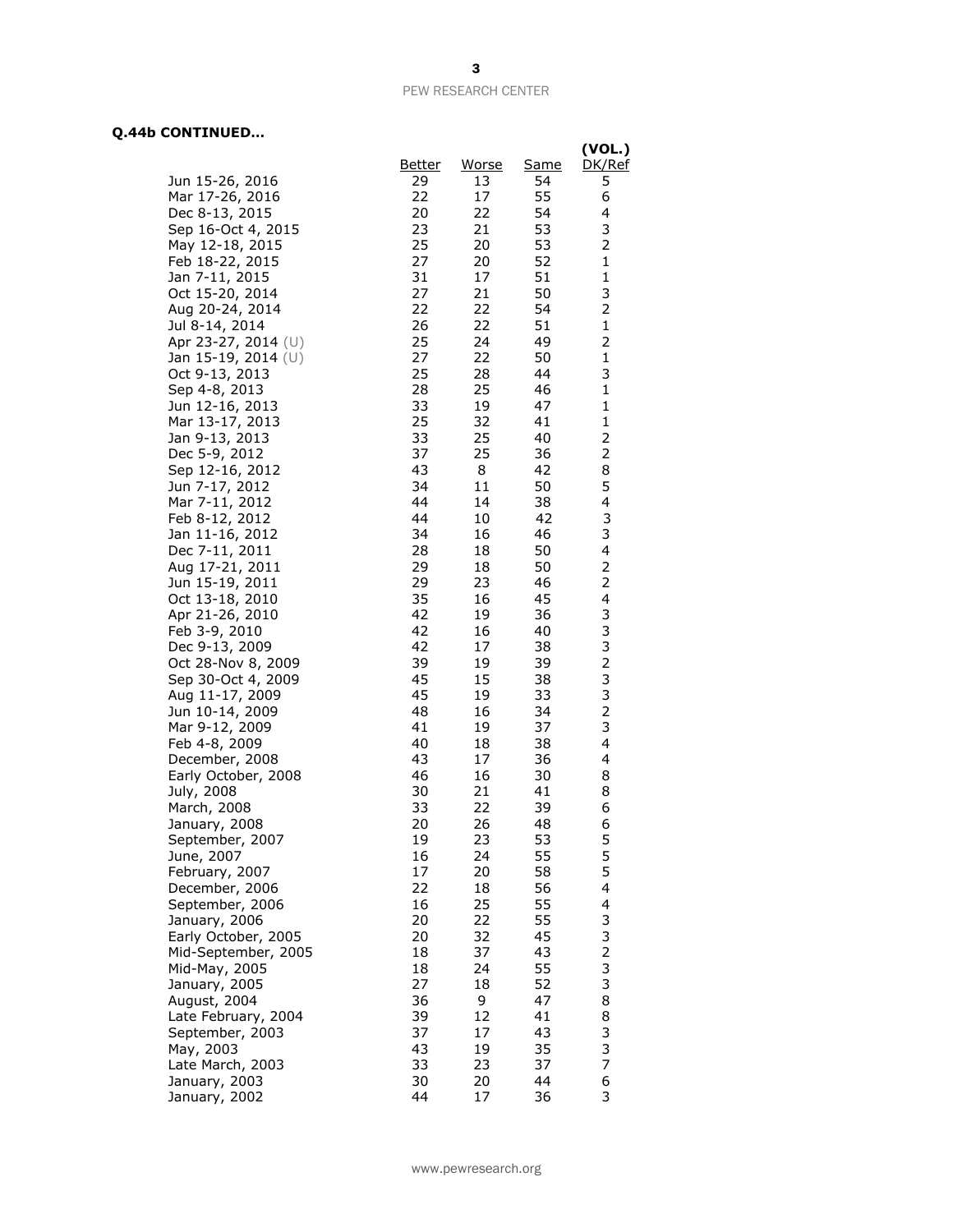**Q.44b CONTINUED…**

| | Better | Worse | Same | (VOL.) DK/Ref |
|---|---|---|---|---|
| Jun 15-26, 2016 | 29 | 13 | 54 | 5 |
| Mar 17-26, 2016 | 22 | 17 | 55 | 6 |
| Dec 8-13, 2015 | 20 | 22 | 54 | 4 |
| Sep 16-Oct 4, 2015 | 23 | 21 | 53 | 3 |
| May 12-18, 2015 | 25 | 20 | 53 | 2 |
| Feb 18-22, 2015 | 27 | 20 | 52 | 1 |
| Jan 7-11, 2015 | 31 | 17 | 51 | 1 |
| Oct 15-20, 2014 | 27 | 21 | 50 | 3 |
| Aug 20-24, 2014 | 22 | 22 | 54 | 2 |
| Jul 8-14, 2014 | 26 | 22 | 51 | 1 |
| Apr 23-27, 2014 (U) | 25 | 24 | 49 | 2 |
| Jan 15-19, 2014 (U) | 27 | 22 | 50 | 1 |
| Oct 9-13, 2013 | 25 | 28 | 44 | 3 |
| Sep 4-8, 2013 | 28 | 25 | 46 | 1 |
| Jun 12-16, 2013 | 33 | 19 | 47 | 1 |
| Mar 13-17, 2013 | 25 | 32 | 41 | 1 |
| Jan 9-13, 2013 | 33 | 25 | 40 | 2 |
| Dec 5-9, 2012 | 37 | 25 | 36 | 2 |
| Sep 12-16, 2012 | 43 | 8 | 42 | 8 |
| Jun 7-17, 2012 | 34 | 11 | 50 | 5 |
| Mar 7-11, 2012 | 44 | 14 | 38 | 4 |
| Feb 8-12, 2012 | 44 | 10 | 42 | 3 |
| Jan 11-16, 2012 | 34 | 16 | 46 | 3 |
| Dec 7-11, 2011 | 28 | 18 | 50 | 4 |
| Aug 17-21, 2011 | 29 | 18 | 50 | 2 |
| Jun 15-19, 2011 | 29 | 23 | 46 | 2 |
| Oct 13-18, 2010 | 35 | 16 | 45 | 4 |
| Apr 21-26, 2010 | 42 | 19 | 36 | 3 |
| Feb 3-9, 2010 | 42 | 16 | 40 | 3 |
| Dec 9-13, 2009 | 42 | 17 | 38 | 3 |
| Oct 28-Nov 8, 2009 | 39 | 19 | 39 | 2 |
| Sep 30-Oct 4, 2009 | 45 | 15 | 38 | 3 |
| Aug 11-17, 2009 | 45 | 19 | 33 | 3 |
| Jun 10-14, 2009 | 48 | 16 | 34 | 2 |
| Mar 9-12, 2009 | 41 | 19 | 37 | 3 |
| Feb 4-8, 2009 | 40 | 18 | 38 | 4 |
| December, 2008 | 43 | 17 | 36 | 4 |
| Early October, 2008 | 46 | 16 | 30 | 8 |
| July, 2008 | 30 | 21 | 41 | 8 |
| March, 2008 | 33 | 22 | 39 | 6 |
| January, 2008 | 20 | 26 | 48 | 6 |
| September, 2007 | 19 | 23 | 53 | 5 |
| June, 2007 | 16 | 24 | 55 | 5 |
| February, 2007 | 17 | 20 | 58 | 5 |
| December, 2006 | 22 | 18 | 56 | 4 |
| September, 2006 | 16 | 25 | 55 | 4 |
| January, 2006 | 20 | 22 | 55 | 3 |
| Early October, 2005 | 20 | 32 | 45 | 3 |
| Mid-September, 2005 | 18 | 37 | 43 | 2 |
| Mid-May, 2005 | 18 | 24 | 55 | 3 |
| January, 2005 | 27 | 18 | 52 | 3 |
| August, 2004 | 36 | 9 | 47 | 8 |
| Late February, 2004 | 39 | 12 | 41 | 8 |
| September, 2003 | 37 | 17 | 43 | 3 |
| May, 2003 | 43 | 19 | 35 | 3 |
| Late March, 2003 | 33 | 23 | 37 | 7 |
| January, 2003 | 30 | 20 | 44 | 6 |
| January, 2002 | 44 | 17 | 36 | 3 |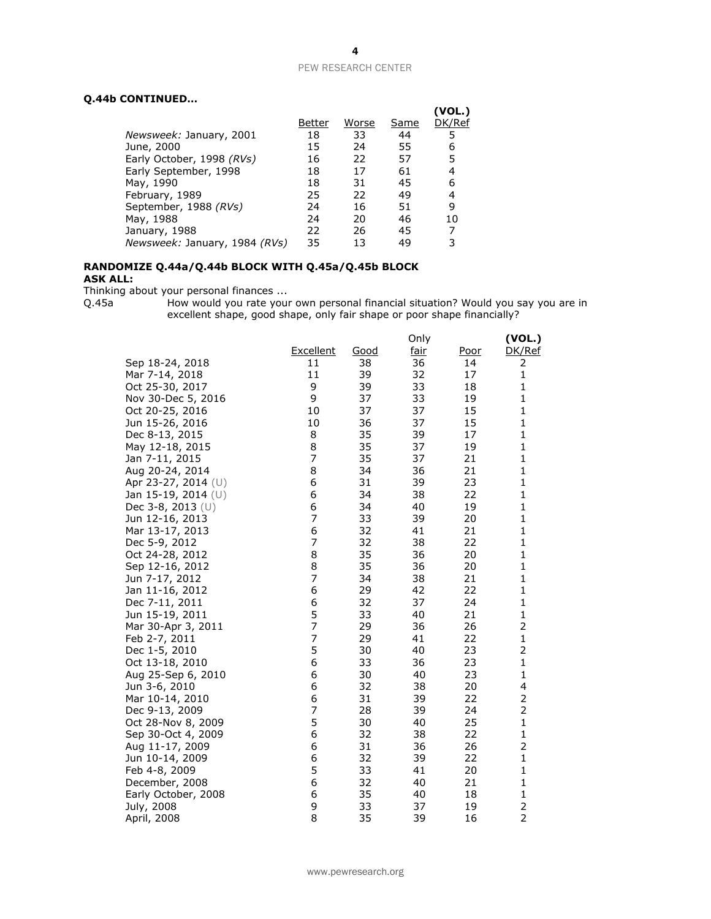**Q.44b CONTINUED…**

| | Better | Worse | Same | (VOL.) DK/Ref |
|---|---|---|---|---|
| *Newsweek:* January, 2001 | 18 | 33 | 44 | 5 |
| June, 2000 | 15 | 24 | 55 | 6 |
| Early October, 1998 *(RVs)* | 16 | 22 | 57 | 5 |
| Early September, 1998 | 18 | 17 | 61 | 4 |
| May, 1990 | 18 | 31 | 45 | 6 |
| February, 1989 | 25 | 22 | 49 | 4 |
| September, 1988 *(RVs)* | 24 | 16 | 51 | 9 |
| May, 1988 | 24 | 20 | 46 | 10 |
| January, 1988 | 22 | 26 | 45 | 7 |
| *Newsweek:* January, 1984 *(RVs)* | 35 | 13 | 49 | 3 |

**RANDOMIZE Q.44a/Q.44b BLOCK WITH Q.45a/Q.45b BLOCK**
**ASK ALL:**

Thinking about your personal finances ...

Q.45a How would you rate your own personal financial situation? Would you say you are in excellent shape, good shape, only fair shape or poor shape financially?

| | Excellent | Good | Only fair | Poor | (VOL.) DK/Ref |
|---|---|---|---|---|---|
| Sep 18-24, 2018 | 11 | 38 | 36 | 14 | 2 |
| Mar 7-14, 2018 | 11 | 39 | 32 | 17 | 1 |
| Oct 25-30, 2017 | 9 | 39 | 33 | 18 | 1 |
| Nov 30-Dec 5, 2016 | 9 | 37 | 33 | 19 | 1 |
| Oct 20-25, 2016 | 10 | 37 | 37 | 15 | 1 |
| Jun 15-26, 2016 | 10 | 36 | 37 | 15 | 1 |
| Dec 8-13, 2015 | 8 | 35 | 39 | 17 | 1 |
| May 12-18, 2015 | 8 | 35 | 37 | 19 | 1 |
| Jan 7-11, 2015 | 7 | 35 | 37 | 21 | 1 |
| Aug 20-24, 2014 | 8 | 34 | 36 | 21 | 1 |
| Apr 23-27, 2014 (U) | 6 | 31 | 39 | 23 | 1 |
| Jan 15-19, 2014 (U) | 6 | 34 | 38 | 22 | 1 |
| Dec 3-8, 2013 (U) | 6 | 34 | 40 | 19 | 1 |
| Jun 12-16, 2013 | 7 | 33 | 39 | 20 | 1 |
| Mar 13-17, 2013 | 6 | 32 | 41 | 21 | 1 |
| Dec 5-9, 2012 | 7 | 32 | 38 | 22 | 1 |
| Oct 24-28, 2012 | 8 | 35 | 36 | 20 | 1 |
| Sep 12-16, 2012 | 8 | 35 | 36 | 20 | 1 |
| Jun 7-17, 2012 | 7 | 34 | 38 | 21 | 1 |
| Jan 11-16, 2012 | 6 | 29 | 42 | 22 | 1 |
| Dec 7-11, 2011 | 6 | 32 | 37 | 24 | 1 |
| Jun 15-19, 2011 | 5 | 33 | 40 | 21 | 1 |
| Mar 30-Apr 3, 2011 | 7 | 29 | 36 | 26 | 2 |
| Feb 2-7, 2011 | 7 | 29 | 41 | 22 | 1 |
| Dec 1-5, 2010 | 5 | 30 | 40 | 23 | 2 |
| Oct 13-18, 2010 | 6 | 33 | 36 | 23 | 1 |
| Aug 25-Sep 6, 2010 | 6 | 30 | 40 | 23 | 1 |
| Jun 3-6, 2010 | 6 | 32 | 38 | 20 | 4 |
| Mar 10-14, 2010 | 6 | 31 | 39 | 22 | 2 |
| Dec 9-13, 2009 | 7 | 28 | 39 | 24 | 2 |
| Oct 28-Nov 8, 2009 | 5 | 30 | 40 | 25 | 1 |
| Sep 30-Oct 4, 2009 | 6 | 32 | 38 | 22 | 1 |
| Aug 11-17, 2009 | 6 | 31 | 36 | 26 | 2 |
| Jun 10-14, 2009 | 6 | 32 | 39 | 22 | 1 |
| Feb 4-8, 2009 | 5 | 33 | 41 | 20 | 1 |
| December, 2008 | 6 | 32 | 40 | 21 | 1 |
| Early October, 2008 | 6 | 35 | 40 | 18 | 1 |
| July, 2008 | 9 | 33 | 37 | 19 | 2 |
| April, 2008 | 8 | 35 | 39 | 16 | 2 |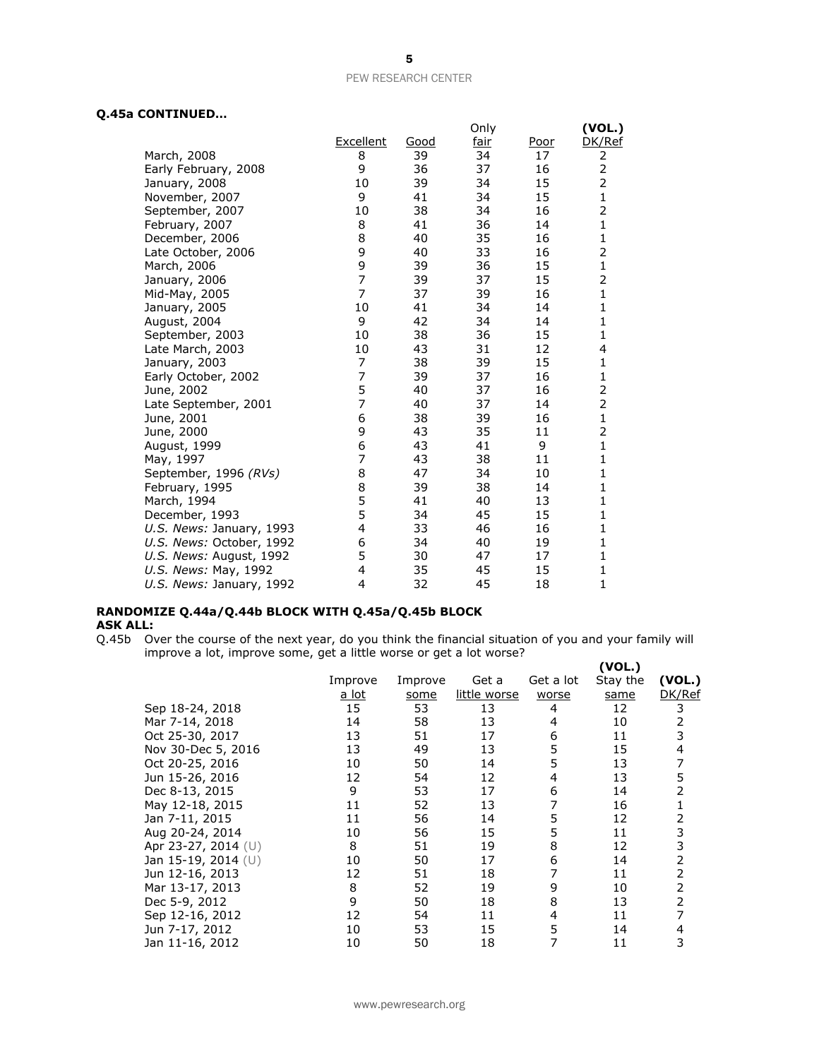**Q.45a CONTINUED…**

| | Excellent | Good | Only fair | Poor | (VOL.) DK/Ref |
|---|---|---|---|---|---|
| March, 2008 | 8 | 39 | 34 | 17 | 2 |
| Early February, 2008 | 9 | 36 | 37 | 16 | 2 |
| January, 2008 | 10 | 39 | 34 | 15 | 2 |
| November, 2007 | 9 | 41 | 34 | 15 | 1 |
| September, 2007 | 10 | 38 | 34 | 16 | 2 |
| February, 2007 | 8 | 41 | 36 | 14 | 1 |
| December, 2006 | 8 | 40 | 35 | 16 | 1 |
| Late October, 2006 | 9 | 40 | 33 | 16 | 2 |
| March, 2006 | 9 | 39 | 36 | 15 | 1 |
| January, 2006 | 7 | 39 | 37 | 15 | 2 |
| Mid-May, 2005 | 7 | 37 | 39 | 16 | 1 |
| January, 2005 | 10 | 41 | 34 | 14 | 1 |
| August, 2004 | 9 | 42 | 34 | 14 | 1 |
| September, 2003 | 10 | 38 | 36 | 15 | 1 |
| Late March, 2003 | 10 | 43 | 31 | 12 | 4 |
| January, 2003 | 7 | 38 | 39 | 15 | 1 |
| Early October, 2002 | 7 | 39 | 37 | 16 | 1 |
| June, 2002 | 5 | 40 | 37 | 16 | 2 |
| Late September, 2001 | 7 | 40 | 37 | 14 | 2 |
| June, 2001 | 6 | 38 | 39 | 16 | 1 |
| June, 2000 | 9 | 43 | 35 | 11 | 2 |
| August, 1999 | 6 | 43 | 41 | 9 | 1 |
| May, 1997 | 7 | 43 | 38 | 11 | 1 |
| September, 1996 *(RVs)* | 8 | 47 | 34 | 10 | 1 |
| February, 1995 | 8 | 39 | 38 | 14 | 1 |
| March, 1994 | 5 | 41 | 40 | 13 | 1 |
| December, 1993 | 5 | 34 | 45 | 15 | 1 |
| *U.S. News:* January, 1993 | 4 | 33 | 46 | 16 | 1 |
| *U.S. News:* October, 1992 | 6 | 34 | 40 | 19 | 1 |
| *U.S. News:* August, 1992 | 5 | 30 | 47 | 17 | 1 |
| *U.S. News:* May, 1992 | 4 | 35 | 45 | 15 | 1 |
| *U.S. News:* January, 1992 | 4 | 32 | 45 | 18 | 1 |

**RANDOMIZE Q.44a/Q.44b BLOCK WITH Q.45a/Q.45b BLOCK**
**ASK ALL:**

Q.45b Over the course of the next year, do you think the financial situation of you and your family will improve a lot, improve some, get a little worse or get a lot worse?

| | Improve a lot | Improve some | Get a little worse | Get a lot worse | (VOL.) Stay the same | (VOL.) DK/Ref |
|---|---|---|---|---|---|---|
| Sep 18-24, 2018 | 15 | 53 | 13 | 4 | 12 | 3 |
| Mar 7-14, 2018 | 14 | 58 | 13 | 4 | 10 | 2 |
| Oct 25-30, 2017 | 13 | 51 | 17 | 6 | 11 | 3 |
| Nov 30-Dec 5, 2016 | 13 | 49 | 13 | 5 | 15 | 4 |
| Oct 20-25, 2016 | 10 | 50 | 14 | 5 | 13 | 7 |
| Jun 15-26, 2016 | 12 | 54 | 12 | 4 | 13 | 5 |
| Dec 8-13, 2015 | 9 | 53 | 17 | 6 | 14 | 2 |
| May 12-18, 2015 | 11 | 52 | 13 | 7 | 16 | 1 |
| Jan 7-11, 2015 | 11 | 56 | 14 | 5 | 12 | 2 |
| Aug 20-24, 2014 | 10 | 56 | 15 | 5 | 11 | 3 |
| Apr 23-27, 2014 (U) | 8 | 51 | 19 | 8 | 12 | 3 |
| Jan 15-19, 2014 (U) | 10 | 50 | 17 | 6 | 14 | 2 |
| Jun 12-16, 2013 | 12 | 51 | 18 | 7 | 11 | 2 |
| Mar 13-17, 2013 | 8 | 52 | 19 | 9 | 10 | 2 |
| Dec 5-9, 2012 | 9 | 50 | 18 | 8 | 13 | 2 |
| Sep 12-16, 2012 | 12 | 54 | 11 | 4 | 11 | 7 |
| Jun 7-17, 2012 | 10 | 53 | 15 | 5 | 14 | 4 |
| Jan 11-16, 2012 | 10 | 50 | 18 | 7 | 11 | 3 |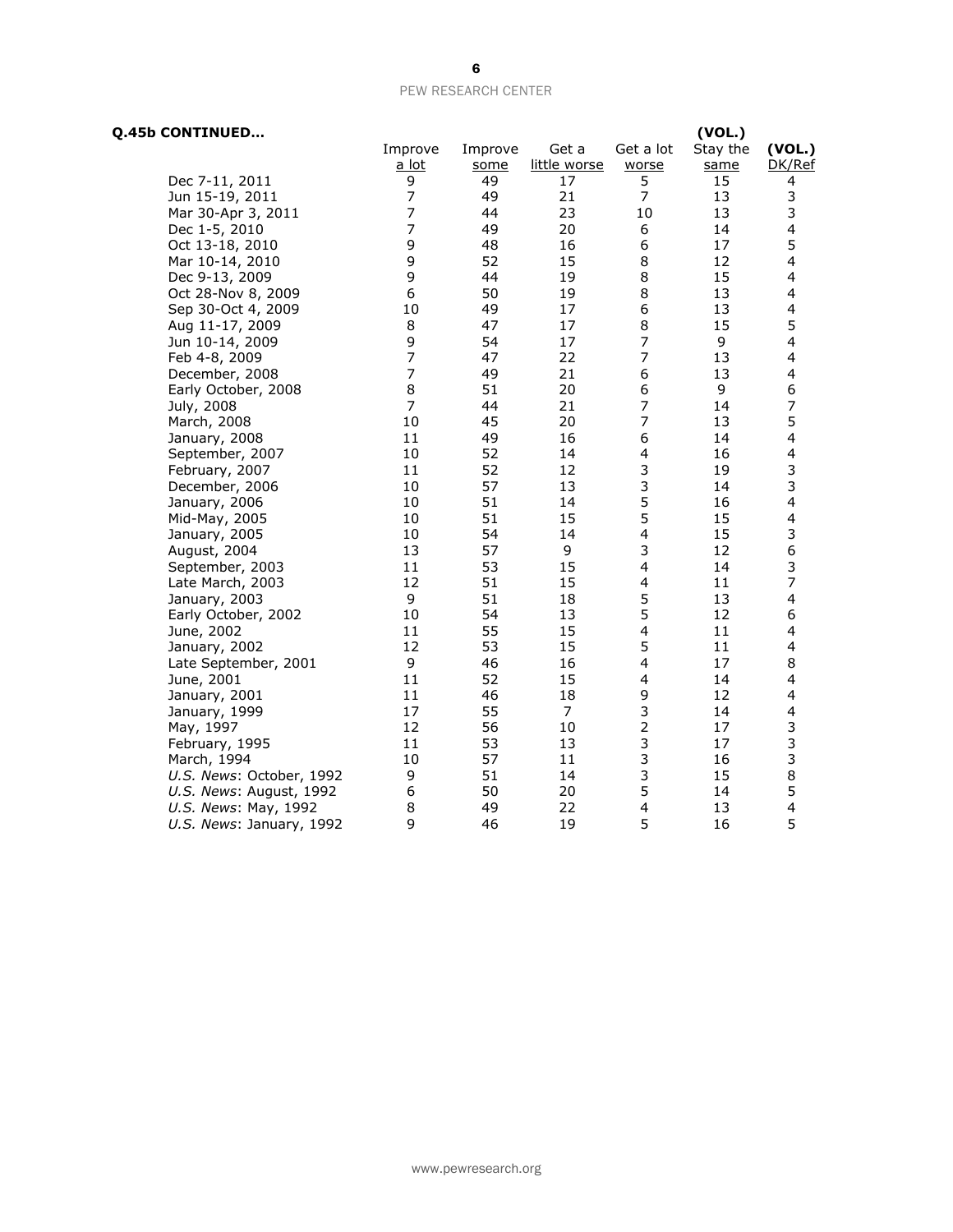**Q.45b CONTINUED...**

| | Improve a lot | Improve some | Get a little worse | Get a lot worse | (VOL.) Stay the same | (VOL.) DK/Ref |
|---|---|---|---|---|---|---|
| Dec 7-11, 2011 | 9 | 49 | 17 | 5 | 15 | 4 |
| Jun 15-19, 2011 | 7 | 49 | 21 | 7 | 13 | 3 |
| Mar 30-Apr 3, 2011 | 7 | 44 | 23 | 10 | 13 | 3 |
| Dec 1-5, 2010 | 7 | 49 | 20 | 6 | 14 | 4 |
| Oct 13-18, 2010 | 9 | 48 | 16 | 6 | 17 | 5 |
| Mar 10-14, 2010 | 9 | 52 | 15 | 8 | 12 | 4 |
| Dec 9-13, 2009 | 9 | 44 | 19 | 8 | 15 | 4 |
| Oct 28-Nov 8, 2009 | 6 | 50 | 19 | 8 | 13 | 4 |
| Sep 30-Oct 4, 2009 | 10 | 49 | 17 | 6 | 13 | 4 |
| Aug 11-17, 2009 | 8 | 47 | 17 | 8 | 15 | 5 |
| Jun 10-14, 2009 | 9 | 54 | 17 | 7 | 9 | 4 |
| Feb 4-8, 2009 | 7 | 47 | 22 | 7 | 13 | 4 |
| December, 2008 | 7 | 49 | 21 | 6 | 13 | 4 |
| Early October, 2008 | 8 | 51 | 20 | 6 | 9 | 6 |
| July, 2008 | 7 | 44 | 21 | 7 | 14 | 7 |
| March, 2008 | 10 | 45 | 20 | 7 | 13 | 5 |
| January, 2008 | 11 | 49 | 16 | 6 | 14 | 4 |
| September, 2007 | 10 | 52 | 14 | 4 | 16 | 4 |
| February, 2007 | 11 | 52 | 12 | 3 | 19 | 3 |
| December, 2006 | 10 | 57 | 13 | 3 | 14 | 3 |
| January, 2006 | 10 | 51 | 14 | 5 | 16 | 4 |
| Mid-May, 2005 | 10 | 51 | 15 | 5 | 15 | 4 |
| January, 2005 | 10 | 54 | 14 | 4 | 15 | 3 |
| August, 2004 | 13 | 57 | 9 | 3 | 12 | 6 |
| September, 2003 | 11 | 53 | 15 | 4 | 14 | 3 |
| Late March, 2003 | 12 | 51 | 15 | 4 | 11 | 7 |
| January, 2003 | 9 | 51 | 18 | 5 | 13 | 4 |
| Early October, 2002 | 10 | 54 | 13 | 5 | 12 | 6 |
| June, 2002 | 11 | 55 | 15 | 4 | 11 | 4 |
| January, 2002 | 12 | 53 | 15 | 5 | 11 | 4 |
| Late September, 2001 | 9 | 46 | 16 | 4 | 17 | 8 |
| June, 2001 | 11 | 52 | 15 | 4 | 14 | 4 |
| January, 2001 | 11 | 46 | 18 | 9 | 12 | 4 |
| January, 1999 | 17 | 55 | 7 | 3 | 14 | 4 |
| May, 1997 | 12 | 56 | 10 | 2 | 17 | 3 |
| February, 1995 | 11 | 53 | 13 | 3 | 17 | 3 |
| March, 1994 | 10 | 57 | 11 | 3 | 16 | 3 |
| *U.S. News*: October, 1992 | 9 | 51 | 14 | 3 | 15 | 8 |
| *U.S. News*: August, 1992 | 6 | 50 | 20 | 5 | 14 | 5 |
| *U.S. News*: May, 1992 | 8 | 49 | 22 | 4 | 13 | 4 |
| *U.S. News*: January, 1992 | 9 | 46 | 19 | 5 | 16 | 5 |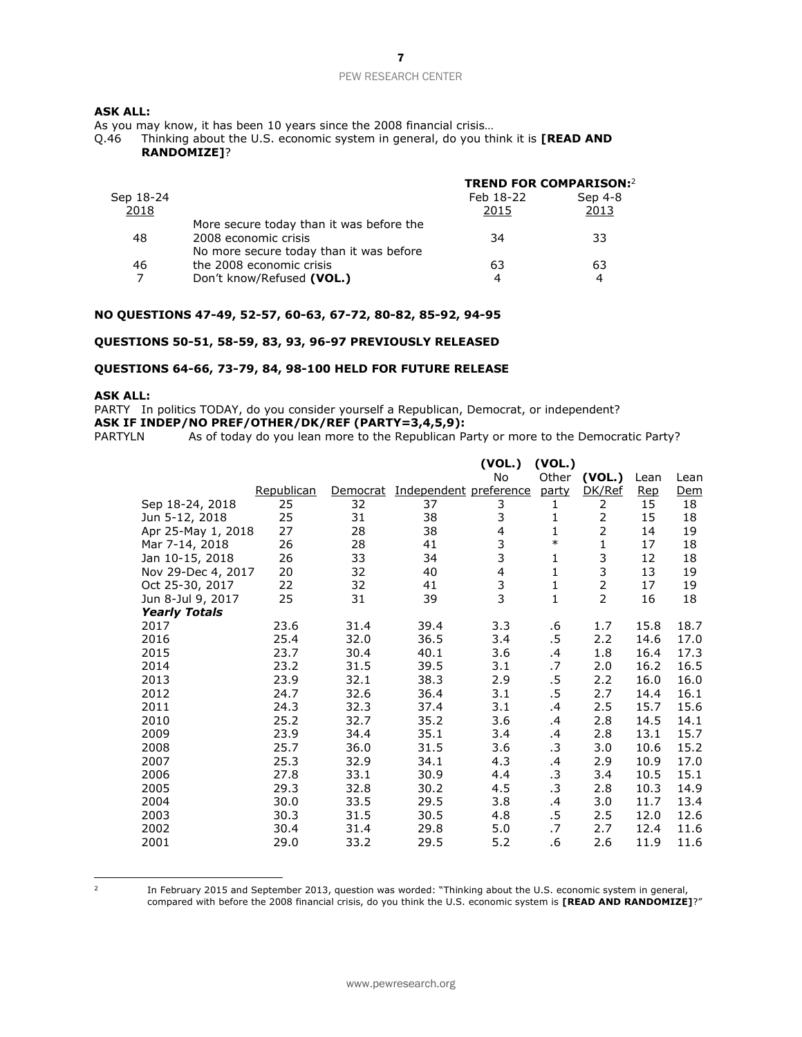**ASK ALL:**

As you may know, it has been 10 years since the 2008 financial crisis…

Q.46 Thinking about the U.S. economic system in general, do you think it is **[READ AND RANDOMIZE]**?

| Sep 18-24 2018 | | TREND FOR COMPARISON:[2] Feb 18-22 2015 | Sep 4-8 2013 |
|---|---|---|---|
| 48 | More secure today than it was before the 2008 economic crisis | 34 | 33 |
| 46 | No more secure today than it was before the 2008 economic crisis | 63 | 63 |
| 7 | Don't know/Refused **(VOL.)** | 4 | 4 |

**NO QUESTIONS 47-49, 52-57, 60-63, 67-72, 80-82, 85-92, 94-95**

**QUESTIONS 50-51, 58-59, 83, 93, 96-97 PREVIOUSLY RELEASED**

**QUESTIONS 64-66, 73-79, 84, 98-100 HELD FOR FUTURE RELEASE**

**ASK ALL:**

PARTY In politics TODAY, do you consider yourself a Republican, Democrat, or independent?

**ASK IF INDEP/NO PREF/OTHER/DK/REF (PARTY=3,4,5,9):**

PARTYLN As of today do you lean more to the Republican Party or more to the Democratic Party?

| | Republican | Democrat | Independent | (VOL.) No preference | (VOL.) Other party | (VOL.) DK/Ref | Lean Rep | Lean Dem |
|---|---|---|---|---|---|---|---|---|
| Sep 18-24, 2018 | 25 | 32 | 37 | 3 | 1 | 2 | 15 | 18 |
| Jun 5-12, 2018 | 25 | 31 | 38 | 3 | 1 | 2 | 15 | 18 |
| Apr 25-May 1, 2018 | 27 | 28 | 38 | 4 | 1 | 2 | 14 | 19 |
| Mar 7-14, 2018 | 26 | 28 | 41 | 3 | * | 1 | 17 | 18 |
| Jan 10-15, 2018 | 26 | 33 | 34 | 3 | 1 | 3 | 12 | 18 |
| Nov 29-Dec 4, 2017 | 20 | 32 | 40 | 4 | 1 | 3 | 13 | 19 |
| Oct 25-30, 2017 | 22 | 32 | 41 | 3 | 1 | 2 | 17 | 19 |
| Jun 8-Jul 9, 2017 | 25 | 31 | 39 | 3 | 1 | 2 | 16 | 18 |
| ***Yearly Totals*** | | | | | | | | |
| 2017 | 23.6 | 31.4 | 39.4 | 3.3 | .6 | 1.7 | 15.8 | 18.7 |
| 2016 | 25.4 | 32.0 | 36.5 | 3.4 | .5 | 2.2 | 14.6 | 17.0 |
| 2015 | 23.7 | 30.4 | 40.1 | 3.6 | .4 | 1.8 | 16.4 | 17.3 |
| 2014 | 23.2 | 31.5 | 39.5 | 3.1 | .7 | 2.0 | 16.2 | 16.5 |
| 2013 | 23.9 | 32.1 | 38.3 | 2.9 | .5 | 2.2 | 16.0 | 16.0 |
| 2012 | 24.7 | 32.6 | 36.4 | 3.1 | .5 | 2.7 | 14.4 | 16.1 |
| 2011 | 24.3 | 32.3 | 37.4 | 3.1 | .4 | 2.5 | 15.7 | 15.6 |
| 2010 | 25.2 | 32.7 | 35.2 | 3.6 | .4 | 2.8 | 14.5 | 14.1 |
| 2009 | 23.9 | 34.4 | 35.1 | 3.4 | .4 | 2.8 | 13.1 | 15.7 |
| 2008 | 25.7 | 36.0 | 31.5 | 3.6 | .3 | 3.0 | 10.6 | 15.2 |
| 2007 | 25.3 | 32.9 | 34.1 | 4.3 | .4 | 2.9 | 10.9 | 17.0 |
| 2006 | 27.8 | 33.1 | 30.9 | 4.4 | .3 | 3.4 | 10.5 | 15.1 |
| 2005 | 29.3 | 32.8 | 30.2 | 4.5 | .3 | 2.8 | 10.3 | 14.9 |
| 2004 | 30.0 | 33.5 | 29.5 | 3.8 | .4 | 3.0 | 11.7 | 13.4 |
| 2003 | 30.3 | 31.5 | 30.5 | 4.8 | .5 | 2.5 | 12.0 | 12.6 |
| 2002 | 30.4 | 31.4 | 29.8 | 5.0 | .7 | 2.7 | 12.4 | 11.6 |
| 2001 | 29.0 | 33.2 | 29.5 | 5.2 | .6 | 2.6 | 11.9 | 11.6 |

[2] In February 2015 and September 2013, question was worded: "Thinking about the U.S. economic system in general, compared with before the 2008 financial crisis, do you think the U.S. economic system is **[READ AND RANDOMIZE]**?"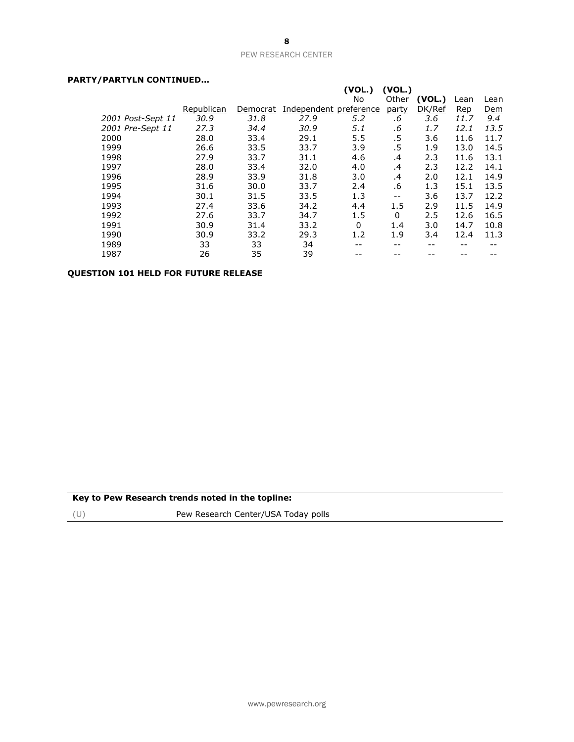**PARTY/PARTYLN CONTINUED…**

| | Republican | Democrat | Independent | (VOL.) No preference | (VOL.) Other party | (VOL.) DK/Ref | Lean Rep | Lean Dem |
|---|---|---|---|---|---|---|---|---|
| *2001 Post-Sept 11* | *30.9* | *31.8* | *27.9* | *5.2* | *.6* | *3.6* | *11.7* | *9.4* |
| *2001 Pre-Sept 11* | *27.3* | *34.4* | *30.9* | *5.1* | *.6* | *1.7* | *12.1* | *13.5* |
| 2000 | 28.0 | 33.4 | 29.1 | 5.5 | .5 | 3.6 | 11.6 | 11.7 |
| 1999 | 26.6 | 33.5 | 33.7 | 3.9 | .5 | 1.9 | 13.0 | 14.5 |
| 1998 | 27.9 | 33.7 | 31.1 | 4.6 | .4 | 2.3 | 11.6 | 13.1 |
| 1997 | 28.0 | 33.4 | 32.0 | 4.0 | .4 | 2.3 | 12.2 | 14.1 |
| 1996 | 28.9 | 33.9 | 31.8 | 3.0 | .4 | 2.0 | 12.1 | 14.9 |
| 1995 | 31.6 | 30.0 | 33.7 | 2.4 | .6 | 1.3 | 15.1 | 13.5 |
| 1994 | 30.1 | 31.5 | 33.5 | 1.3 | -- | 3.6 | 13.7 | 12.2 |
| 1993 | 27.4 | 33.6 | 34.2 | 4.4 | 1.5 | 2.9 | 11.5 | 14.9 |
| 1992 | 27.6 | 33.7 | 34.7 | 1.5 | 0 | 2.5 | 12.6 | 16.5 |
| 1991 | 30.9 | 31.4 | 33.2 | 0 | 1.4 | 3.0 | 14.7 | 10.8 |
| 1990 | 30.9 | 33.2 | 29.3 | 1.2 | 1.9 | 3.4 | 12.4 | 11.3 |
| 1989 | 33 | 33 | 34 | -- | -- | -- | -- | -- |
| 1987 | 26 | 35 | 39 | -- | -- | -- | -- | -- |

**QUESTION 101 HELD FOR FUTURE RELEASE**

| Key to Pew Research trends noted in the topline: | |
|---|---|
| (U) | Pew Research Center/USA Today polls |